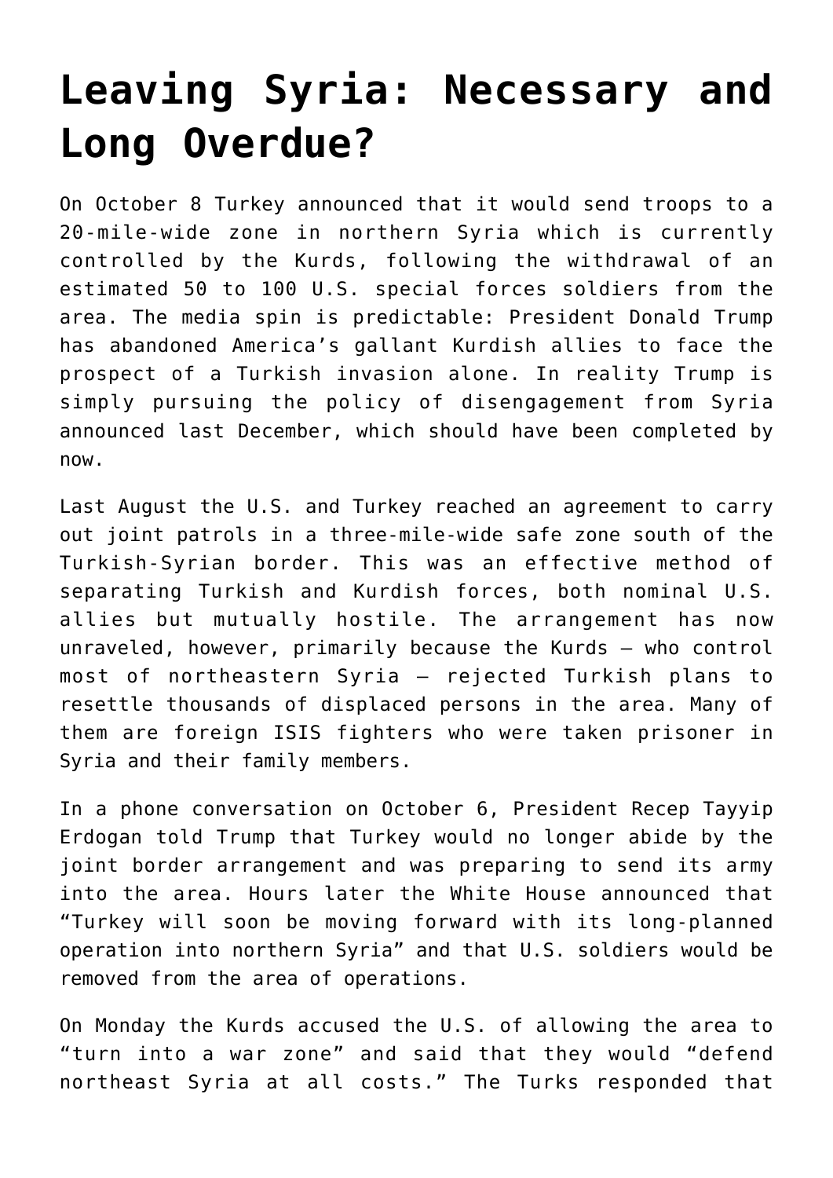# Leaving Syria: Necessary and Long Overdue?

On October 8 Turkey announced that it would send troops to a 20-mile-wide zone in northern Syria which is currently controlled by the Kurds, following the withdrawal of an estimated 50 to 100 U.S. special forces soldiers from the area. The media spin is predictable: President Donald Trump has abandoned America's gallant Kurdish allies to face the prospect of a Turkish invasion alone. In reality Trump is simply pursuing the policy of disengagement from Syria announced last December, which should have been completed by now.

Last August the U.S. and Turkey reached an agreement to carry out joint patrols in a three-mile-wide safe zone south of the Turkish-Syrian border. This was an effective method of separating Turkish and Kurdish forces, both nominal U.S. allies but mutually hostile. The arrangement has now unraveled, however, primarily because the Kurds — who control most of northeastern Syria — rejected Turkish plans to resettle thousands of displaced persons in the area. Many of them are foreign ISIS fighters who were taken prisoner in Syria and their family members.

In a phone conversation on October 6, President Recep Tayyip Erdogan told Trump that Turkey would no longer abide by the joint border arrangement and was preparing to send its army into the area. Hours later the White House announced that "Turkey will soon be moving forward with its long-planned operation into northern Syria" and that U.S. soldiers would be removed from the area of operations.

On Monday the Kurds accused the U.S. of allowing the area to "turn into a war zone" and said that they would "defend northeast Syria at all costs." The Turks responded that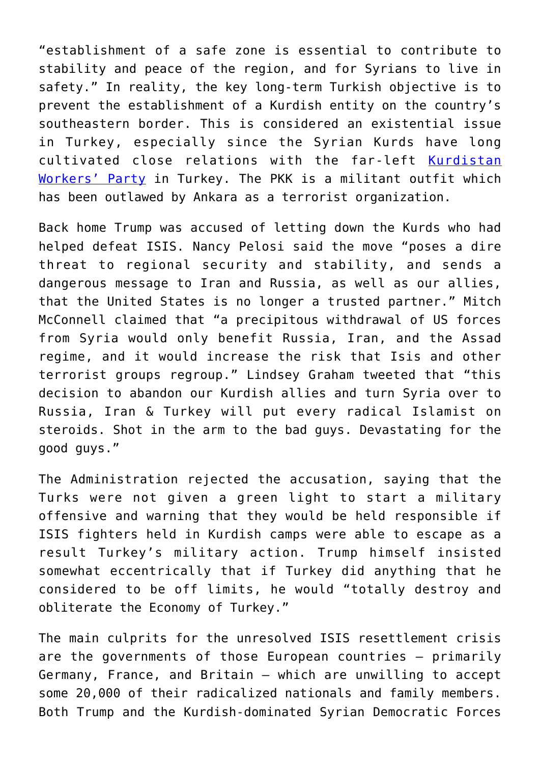"establishment of a safe zone is essential to contribute to stability and peace of the region, and for Syrians to live in safety." In reality, the key long-term Turkish objective is to prevent the establishment of a Kurdish entity on the country's southeastern border. This is considered an existential issue in Turkey, especially since the Syrian Kurds have long cultivated close relations with the far-left Kurdistan Workers' Party in Turkey. The PKK is a militant outfit which has been outlawed by Ankara as a terrorist organization.

Back home Trump was accused of letting down the Kurds who had helped defeat ISIS. Nancy Pelosi said the move "poses a dire threat to regional security and stability, and sends a dangerous message to Iran and Russia, as well as our allies, that the United States is no longer a trusted partner." Mitch McConnell claimed that "a precipitous withdrawal of US forces from Syria would only benefit Russia, Iran, and the Assad regime, and it would increase the risk that Isis and other terrorist groups regroup." Lindsey Graham tweeted that "this decision to abandon our Kurdish allies and turn Syria over to Russia, Iran & Turkey will put every radical Islamist on steroids. Shot in the arm to the bad guys. Devastating for the good guys."

The Administration rejected the accusation, saying that the Turks were not given a green light to start a military offensive and warning that they would be held responsible if ISIS fighters held in Kurdish camps were able to escape as a result Turkey's military action. Trump himself insisted somewhat eccentrically that if Turkey did anything that he considered to be off limits, he would "totally destroy and obliterate the Economy of Turkey."

The main culprits for the unresolved ISIS resettlement crisis are the governments of those European countries – primarily Germany, France, and Britain – which are unwilling to accept some 20,000 of their radicalized nationals and family members. Both Trump and the Kurdish-dominated Syrian Democratic Forces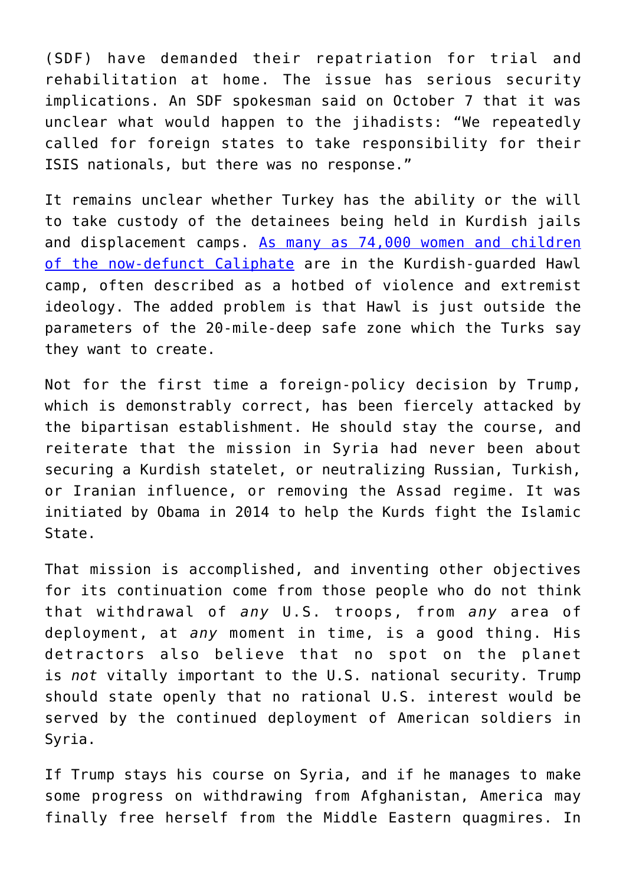(SDF) have demanded their repatriation for trial and rehabilitation at home. The issue has serious security implications. An SDF spokesman said on October 7 that it was unclear what would happen to the jihadists: "We repeatedly called for foreign states to take responsibility for their ISIS nationals, but there was no response."

It remains unclear whether Turkey has the ability or the will to take custody of the detainees being held in Kurdish jails and displacement camps. [As many as 74,000 women and children of the now-defunct Caliphate] are in the Kurdish-guarded Hawl camp, often described as a hotbed of violence and extremist ideology. The added problem is that Hawl is just outside the parameters of the 20-mile-deep safe zone which the Turks say they want to create.

Not for the first time a foreign-policy decision by Trump, which is demonstrably correct, has been fiercely attacked by the bipartisan establishment. He should stay the course, and reiterate that the mission in Syria had never been about securing a Kurdish statelet, or neutralizing Russian, Turkish, or Iranian influence, or removing the Assad regime. It was initiated by Obama in 2014 to help the Kurds fight the Islamic State.

That mission is accomplished, and inventing other objectives for its continuation come from those people who do not think that withdrawal of *any* U.S. troops, from *any* area of deployment, at *any* moment in time, is a good thing. His detractors also believe that no spot on the planet is *not* vitally important to the U.S. national security. Trump should state openly that no rational U.S. interest would be served by the continued deployment of American soldiers in Syria.

If Trump stays his course on Syria, and if he manages to make some progress on withdrawing from Afghanistan, America may finally free herself from the Middle Eastern quagmires. In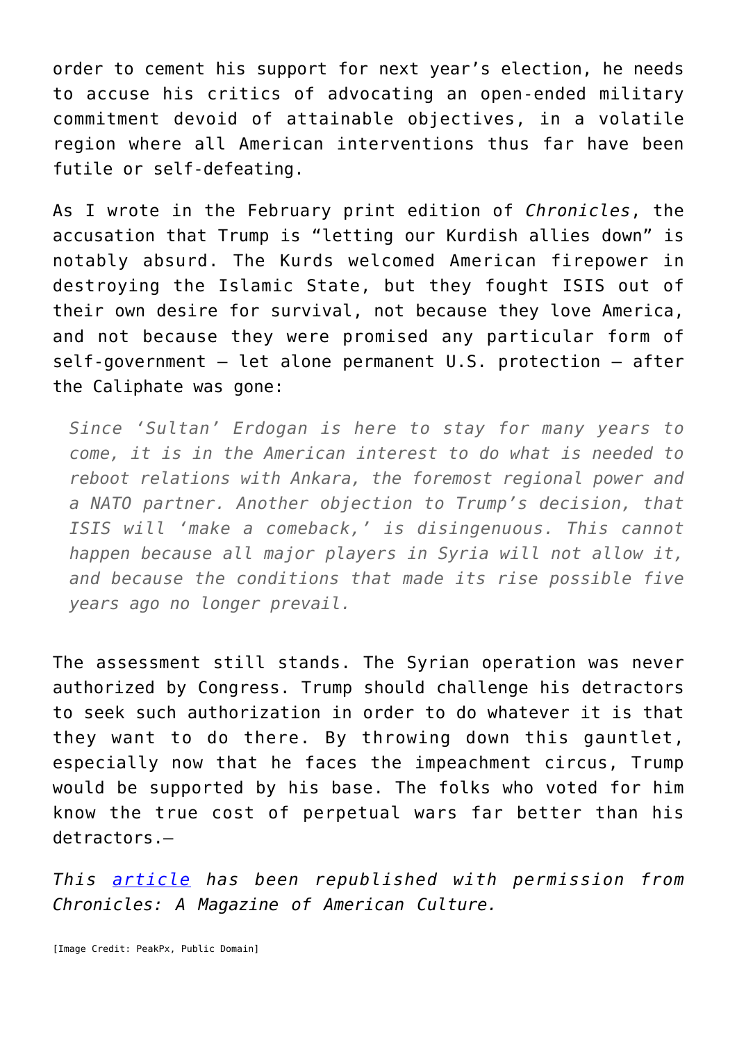order to cement his support for next year's election, he needs to accuse his critics of advocating an open-ended military commitment devoid of attainable objectives, in a volatile region where all American interventions thus far have been futile or self-defeating.

As I wrote in the February print edition of *Chronicles*, the accusation that Trump is "letting our Kurdish allies down" is notably absurd. The Kurds welcomed American firepower in destroying the Islamic State, but they fought ISIS out of their own desire for survival, not because they love America, and not because they were promised any particular form of self-government – let alone permanent U.S. protection – after the Caliphate was gone:

> *Since 'Sultan' Erdogan is here to stay for many years to come, it is in the American interest to do what is needed to reboot relations with Ankara, the foremost regional power and a NATO partner. Another objection to Trump's decision, that ISIS will 'make a comeback,' is disingenuous. This cannot happen because all major players in Syria will not allow it, and because the conditions that made its rise possible five years ago no longer prevail.*

The assessment still stands. The Syrian operation was never authorized by Congress. Trump should challenge his detractors to seek such authorization in order to do whatever it is that they want to do there. By throwing down this gauntlet, especially now that he faces the impeachment circus, Trump would be supported by his base. The folks who voted for him know the true cost of perpetual wars far better than his detractors.—

*This [article] has been republished with permission from Chronicles: A Magazine of American Culture.*

[Image Credit: PeakPx, Public Domain]